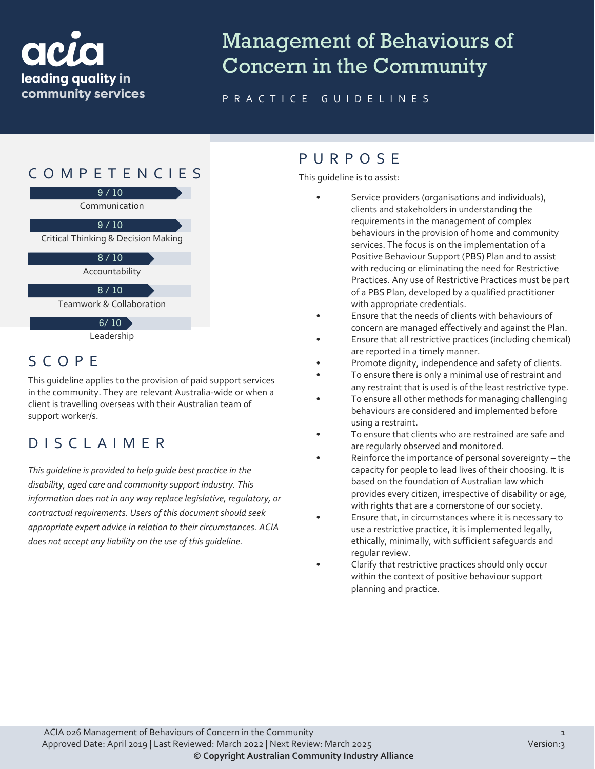acia
leading quality in community services

# Management of Behaviours of Concern in the Community

PRACTICE GUIDELINES

## COMPETENCIES

- Communication: 9 / 10
- Critical Thinking & Decision Making: 9 / 10
- Accountability: 8 / 10
- Teamwork & Collaboration: 8 / 10
- Leadership: 6/ 10

## SCOPE

This guideline applies to the provision of paid support services in the community. They are relevant Australia-wide or when a client is travelling overseas with their Australian team of support worker/s.

## DISCLAIMER

*This guideline is provided to help guide best practice in the disability, aged care and community support industry. This information does not in any way replace legislative, regulatory, or contractual requirements. Users of this document should seek appropriate expert advice in relation to their circumstances. ACIA does not accept any liability on the use of this guideline.*

## PURPOSE

This guideline is to assist:

- Service providers (organisations and individuals), clients and stakeholders in understanding the requirements in the management of complex behaviours in the provision of home and community services. The focus is on the implementation of a Positive Behaviour Support (PBS) Plan and to assist with reducing or eliminating the need for Restrictive Practices. Any use of Restrictive Practices must be part of a PBS Plan, developed by a qualified practitioner with appropriate credentials.
- Ensure that the needs of clients with behaviours of concern are managed effectively and against the Plan.
- Ensure that all restrictive practices (including chemical) are reported in a timely manner.
- Promote dignity, independence and safety of clients.
- To ensure there is only a minimal use of restraint and any restraint that is used is of the least restrictive type.
- To ensure all other methods for managing challenging behaviours are considered and implemented before using a restraint.
- To ensure that clients who are restrained are safe and are regularly observed and monitored.
- Reinforce the importance of personal sovereignty – the capacity for people to lead lives of their choosing. It is based on the foundation of Australian law which provides every citizen, irrespective of disability or age, with rights that are a cornerstone of our society.
- Ensure that, in circumstances where it is necessary to use a restrictive practice, it is implemented legally, ethically, minimally, with sufficient safeguards and regular review.
- Clarify that restrictive practices should only occur within the context of positive behaviour support planning and practice.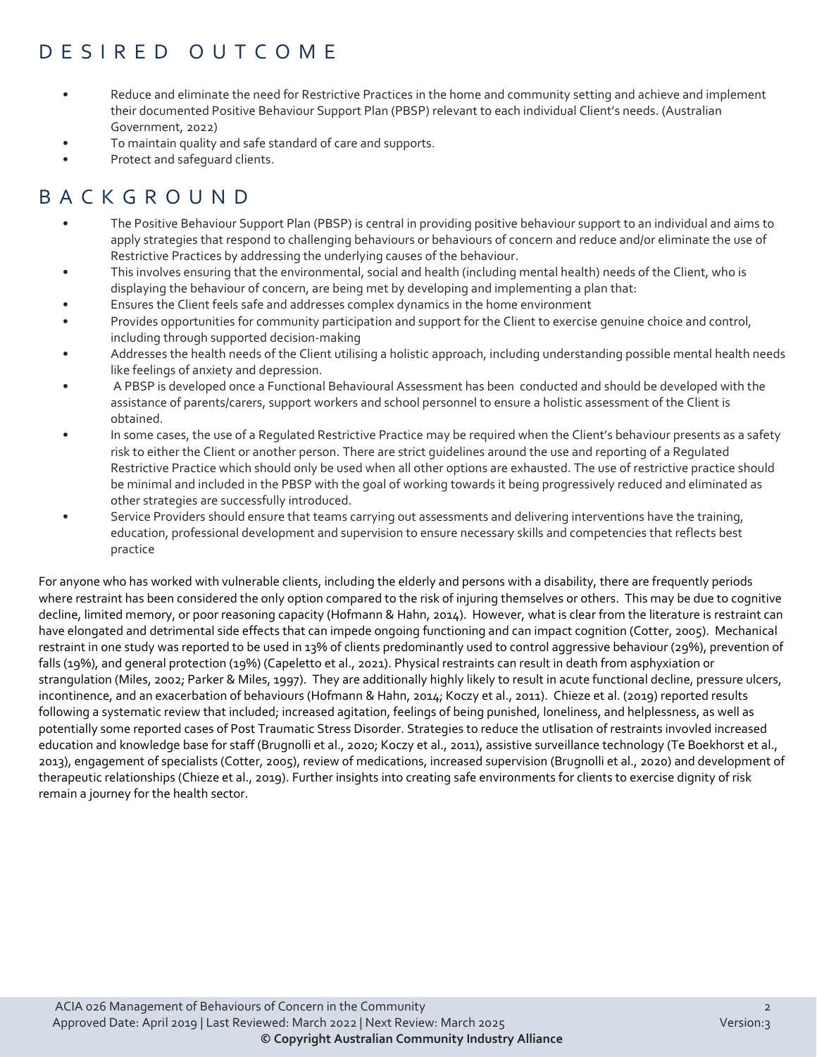# DESIRED OUTCOME

- Reduce and eliminate the need for Restrictive Practices in the home and community setting and achieve and implement their documented Positive Behaviour Support Plan (PBSP) relevant to each individual Client's needs. (Australian Government, 2022)
- To maintain quality and safe standard of care and supports.
- Protect and safeguard clients.

# BACKGROUND

- The Positive Behaviour Support Plan (PBSP) is central in providing positive behaviour support to an individual and aims to apply strategies that respond to challenging behaviours or behaviours of concern and reduce and/or eliminate the use of Restrictive Practices by addressing the underlying causes of the behaviour.
- This involves ensuring that the environmental, social and health (including mental health) needs of the Client, who is displaying the behaviour of concern, are being met by developing and implementing a plan that:
- Ensures the Client feels safe and addresses complex dynamics in the home environment
- Provides opportunities for community participation and support for the Client to exercise genuine choice and control, including through supported decision-making
- Addresses the health needs of the Client utilising a holistic approach, including understanding possible mental health needs like feelings of anxiety and depression.
- A PBSP is developed once a Functional Behavioural Assessment has been conducted and should be developed with the assistance of parents/carers, support workers and school personnel to ensure a holistic assessment of the Client is obtained.
- In some cases, the use of a Regulated Restrictive Practice may be required when the Client's behaviour presents as a safety risk to either the Client or another person. There are strict guidelines around the use and reporting of a Regulated Restrictive Practice which should only be used when all other options are exhausted. The use of restrictive practice should be minimal and included in the PBSP with the goal of working towards it being progressively reduced and eliminated as other strategies are successfully introduced.
- Service Providers should ensure that teams carrying out assessments and delivering interventions have the training, education, professional development and supervision to ensure necessary skills and competencies that reflects best practice

For anyone who has worked with vulnerable clients, including the elderly and persons with a disability, there are frequently periods where restraint has been considered the only option compared to the risk of injuring themselves or others. This may be due to cognitive decline, limited memory, or poor reasoning capacity (Hofmann & Hahn, 2014). However, what is clear from the literature is restraint can have elongated and detrimental side effects that can impede ongoing functioning and can impact cognition (Cotter, 2005). Mechanical restraint in one study was reported to be used in 13% of clients predominantly used to control aggressive behaviour (29%), prevention of falls (19%), and general protection (19%) (Capeletto et al., 2021). Physical restraints can result in death from asphyxiation or strangulation (Miles, 2002; Parker & Miles, 1997). They are additionally highly likely to result in acute functional decline, pressure ulcers, incontinence, and an exacerbation of behaviours (Hofmann & Hahn, 2014; Koczy et al., 2011). Chieze et al. (2019) reported results following a systematic review that included; increased agitation, feelings of being punished, loneliness, and helplessness, as well as potentially some reported cases of Post Traumatic Stress Disorder. Strategies to reduce the utlisation of restraints invovled increased education and knowledge base for staff (Brugnolli et al., 2020; Koczy et al., 2011), assistive surveillance technology (Te Boekhorst et al., 2013), engagement of specialists (Cotter, 2005), review of medications, increased supervision (Brugnolli et al., 2020) and development of therapeutic relationships (Chieze et al., 2019). Further insights into creating safe environments for clients to exercise dignity of risk remain a journey for the health sector.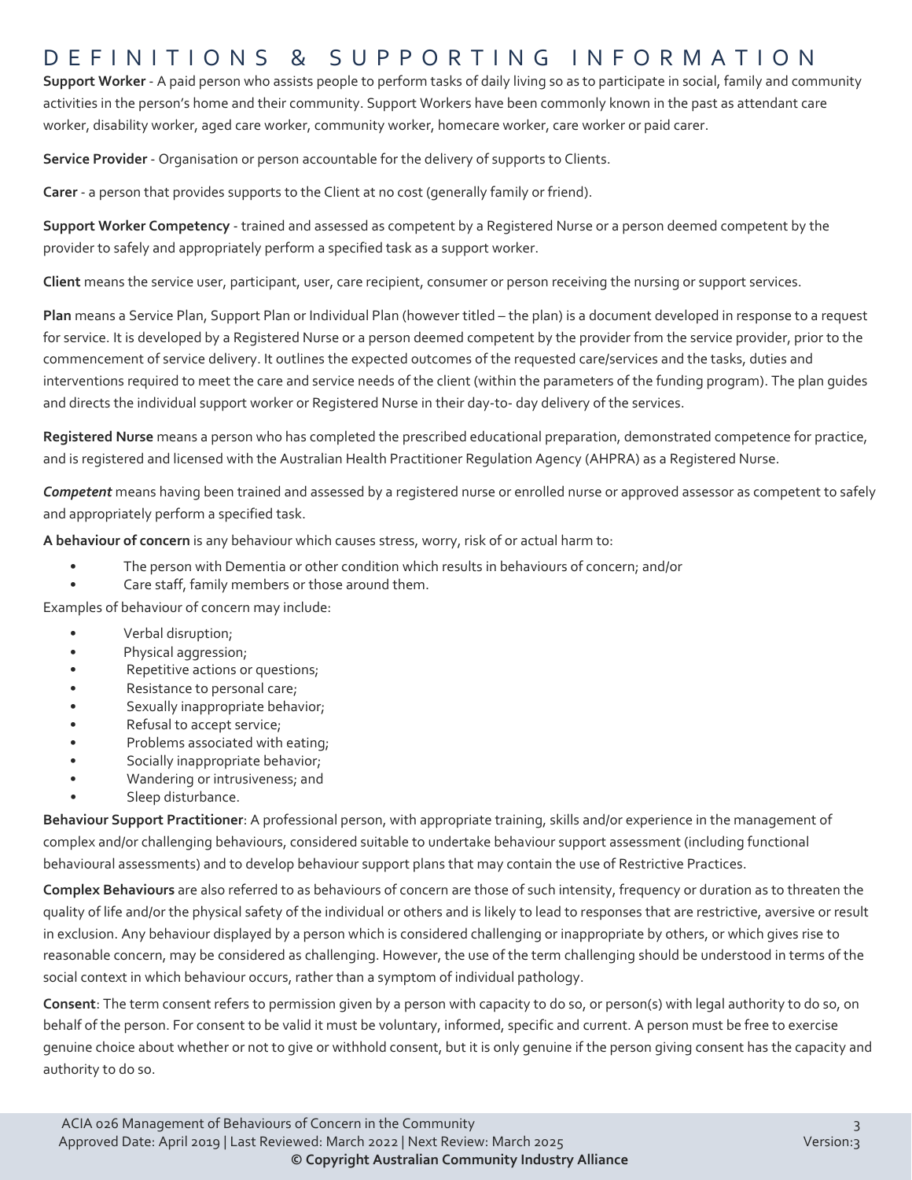# DEFINITIONS & SUPPORTING INFORMATION

**Support Worker** - A paid person who assists people to perform tasks of daily living so as to participate in social, family and community activities in the person's home and their community. Support Workers have been commonly known in the past as attendant care worker, disability worker, aged care worker, community worker, homecare worker, care worker or paid carer.

**Service Provider** - Organisation or person accountable for the delivery of supports to Clients.

**Carer** - a person that provides supports to the Client at no cost (generally family or friend).

**Support Worker Competency** - trained and assessed as competent by a Registered Nurse or a person deemed competent by the provider to safely and appropriately perform a specified task as a support worker.

**Client** means the service user, participant, user, care recipient, consumer or person receiving the nursing or support services.

**Plan** means a Service Plan, Support Plan or Individual Plan (however titled – the plan) is a document developed in response to a request for service. It is developed by a Registered Nurse or a person deemed competent by the provider from the service provider, prior to the commencement of service delivery. It outlines the expected outcomes of the requested care/services and the tasks, duties and interventions required to meet the care and service needs of the client (within the parameters of the funding program). The plan guides and directs the individual support worker or Registered Nurse in their day-to- day delivery of the services.

**Registered Nurse** means a person who has completed the prescribed educational preparation, demonstrated competence for practice, and is registered and licensed with the Australian Health Practitioner Regulation Agency (AHPRA) as a Registered Nurse.

***Competent*** means having been trained and assessed by a registered nurse or enrolled nurse or approved assessor as competent to safely and appropriately perform a specified task.

**A behaviour of concern** is any behaviour which causes stress, worry, risk of or actual harm to:

- The person with Dementia or other condition which results in behaviours of concern; and/or
- Care staff, family members or those around them.

Examples of behaviour of concern may include:

- Verbal disruption;
- Physical aggression;
- Repetitive actions or questions;
- Resistance to personal care;
- Sexually inappropriate behavior;
- Refusal to accept service;
- Problems associated with eating;
- Socially inappropriate behavior;
- Wandering or intrusiveness; and
- Sleep disturbance.

**Behaviour Support Practitioner**: A professional person, with appropriate training, skills and/or experience in the management of complex and/or challenging behaviours, considered suitable to undertake behaviour support assessment (including functional behavioural assessments) and to develop behaviour support plans that may contain the use of Restrictive Practices.

**Complex Behaviours** are also referred to as behaviours of concern are those of such intensity, frequency or duration as to threaten the quality of life and/or the physical safety of the individual or others and is likely to lead to responses that are restrictive, aversive or result in exclusion. Any behaviour displayed by a person which is considered challenging or inappropriate by others, or which gives rise to reasonable concern, may be considered as challenging. However, the use of the term challenging should be understood in terms of the social context in which behaviour occurs, rather than a symptom of individual pathology.

**Consent**: The term consent refers to permission given by a person with capacity to do so, or person(s) with legal authority to do so, on behalf of the person. For consent to be valid it must be voluntary, informed, specific and current. A person must be free to exercise genuine choice about whether or not to give or withhold consent, but it is only genuine if the person giving consent has the capacity and authority to do so.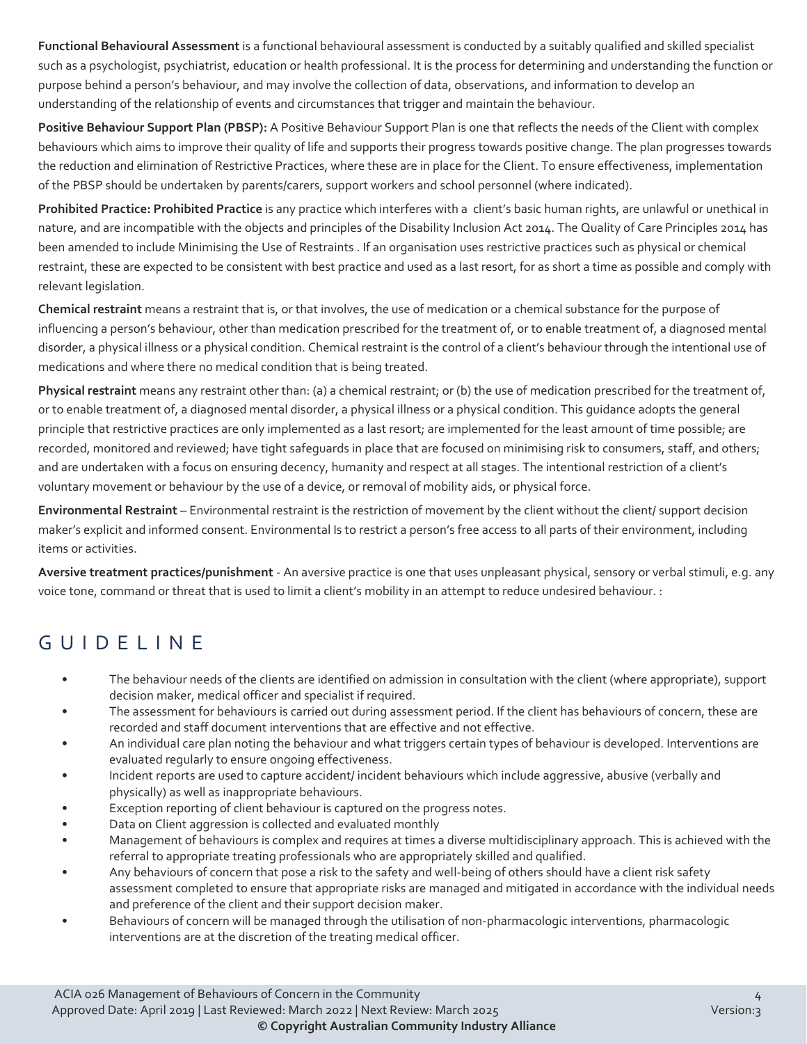**Functional Behavioural Assessment** is a functional behavioural assessment is conducted by a suitably qualified and skilled specialist such as a psychologist, psychiatrist, education or health professional. It is the process for determining and understanding the function or purpose behind a person's behaviour, and may involve the collection of data, observations, and information to develop an understanding of the relationship of events and circumstances that trigger and maintain the behaviour.

**Positive Behaviour Support Plan (PBSP):** A Positive Behaviour Support Plan is one that reflects the needs of the Client with complex behaviours which aims to improve their quality of life and supports their progress towards positive change. The plan progresses towards the reduction and elimination of Restrictive Practices, where these are in place for the Client. To ensure effectiveness, implementation of the PBSP should be undertaken by parents/carers, support workers and school personnel (where indicated).

**Prohibited Practice: Prohibited Practice** is any practice which interferes with a client's basic human rights, are unlawful or unethical in nature, and are incompatible with the objects and principles of the Disability Inclusion Act 2014. The Quality of Care Principles 2014 has been amended to include Minimising the Use of Restraints . If an organisation uses restrictive practices such as physical or chemical restraint, these are expected to be consistent with best practice and used as a last resort, for as short a time as possible and comply with relevant legislation.

**Chemical restraint** means a restraint that is, or that involves, the use of medication or a chemical substance for the purpose of influencing a person's behaviour, other than medication prescribed for the treatment of, or to enable treatment of, a diagnosed mental disorder, a physical illness or a physical condition. Chemical restraint is the control of a client's behaviour through the intentional use of medications and where there no medical condition that is being treated.

**Physical restraint** means any restraint other than: (a) a chemical restraint; or (b) the use of medication prescribed for the treatment of, or to enable treatment of, a diagnosed mental disorder, a physical illness or a physical condition. This guidance adopts the general principle that restrictive practices are only implemented as a last resort; are implemented for the least amount of time possible; are recorded, monitored and reviewed; have tight safeguards in place that are focused on minimising risk to consumers, staff, and others; and are undertaken with a focus on ensuring decency, humanity and respect at all stages. The intentional restriction of a client's voluntary movement or behaviour by the use of a device, or removal of mobility aids, or physical force.

**Environmental Restraint** – Environmental restraint is the restriction of movement by the client without the client/ support decision maker's explicit and informed consent. Environmental Is to restrict a person's free access to all parts of their environment, including items or activities.

**Aversive treatment practices/punishment** - An aversive practice is one that uses unpleasant physical, sensory or verbal stimuli, e.g. any voice tone, command or threat that is used to limit a client's mobility in an attempt to reduce undesired behaviour. :

## GUIDELINE

- The behaviour needs of the clients are identified on admission in consultation with the client (where appropriate), support decision maker, medical officer and specialist if required.
- The assessment for behaviours is carried out during assessment period. If the client has behaviours of concern, these are recorded and staff document interventions that are effective and not effective.
- An individual care plan noting the behaviour and what triggers certain types of behaviour is developed. Interventions are evaluated regularly to ensure ongoing effectiveness.
- Incident reports are used to capture accident/ incident behaviours which include aggressive, abusive (verbally and physically) as well as inappropriate behaviours.
- Exception reporting of client behaviour is captured on the progress notes.
- Data on Client aggression is collected and evaluated monthly
- Management of behaviours is complex and requires at times a diverse multidisciplinary approach. This is achieved with the referral to appropriate treating professionals who are appropriately skilled and qualified.
- Any behaviours of concern that pose a risk to the safety and well-being of others should have a client risk safety assessment completed to ensure that appropriate risks are managed and mitigated in accordance with the individual needs and preference of the client and their support decision maker.
- Behaviours of concern will be managed through the utilisation of non-pharmacologic interventions, pharmacologic interventions are at the discretion of the treating medical officer.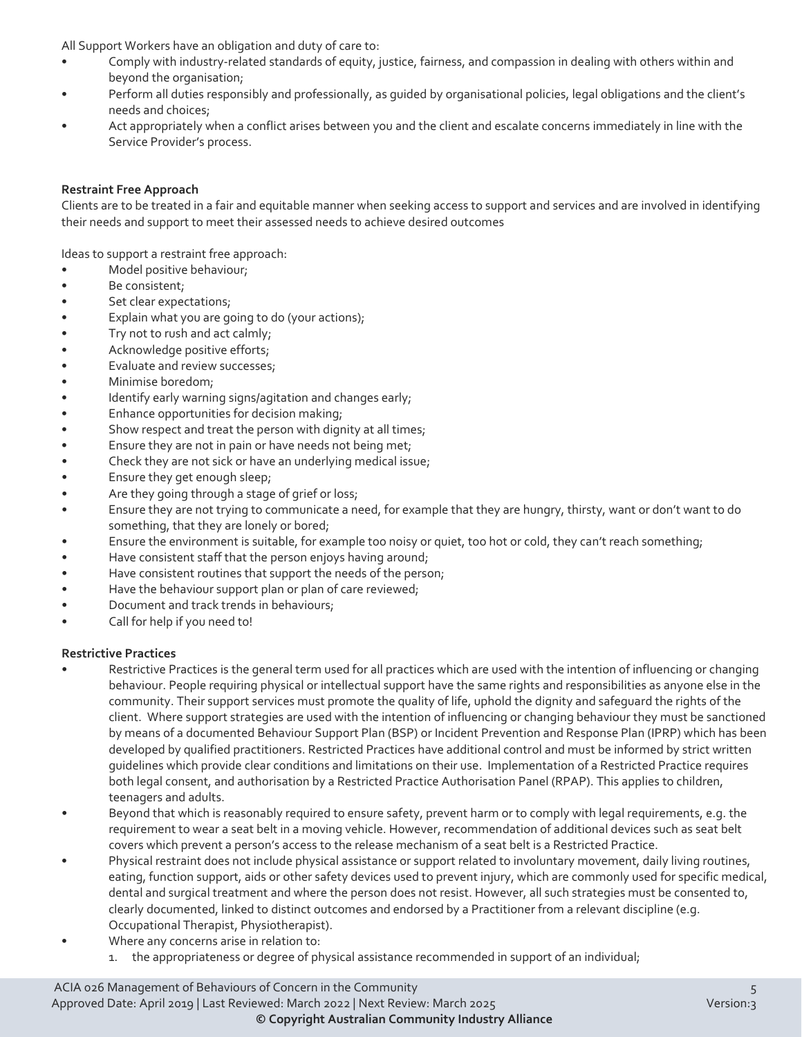All Support Workers have an obligation and duty of care to:

- Comply with industry-related standards of equity, justice, fairness, and compassion in dealing with others within and beyond the organisation;
- Perform all duties responsibly and professionally, as guided by organisational policies, legal obligations and the client's needs and choices;
- Act appropriately when a conflict arises between you and the client and escalate concerns immediately in line with the Service Provider's process.

**Restraint Free Approach**

Clients are to be treated in a fair and equitable manner when seeking access to support and services and are involved in identifying their needs and support to meet their assessed needs to achieve desired outcomes

Ideas to support a restraint free approach:

- Model positive behaviour;
- Be consistent;
- Set clear expectations;
- Explain what you are going to do (your actions);
- Try not to rush and act calmly;
- Acknowledge positive efforts;
- Evaluate and review successes;
- Minimise boredom;
- Identify early warning signs/agitation and changes early;
- Enhance opportunities for decision making;
- Show respect and treat the person with dignity at all times;
- Ensure they are not in pain or have needs not being met;
- Check they are not sick or have an underlying medical issue;
- Ensure they get enough sleep;
- Are they going through a stage of grief or loss;
- Ensure they are not trying to communicate a need, for example that they are hungry, thirsty, want or don't want to do something, that they are lonely or bored;
- Ensure the environment is suitable, for example too noisy or quiet, too hot or cold, they can't reach something;
- Have consistent staff that the person enjoys having around;
- Have consistent routines that support the needs of the person;
- Have the behaviour support plan or plan of care reviewed;
- Document and track trends in behaviours;
- Call for help if you need to!

**Restrictive Practices**

- Restrictive Practices is the general term used for all practices which are used with the intention of influencing or changing behaviour. People requiring physical or intellectual support have the same rights and responsibilities as anyone else in the community. Their support services must promote the quality of life, uphold the dignity and safeguard the rights of the client. Where support strategies are used with the intention of influencing or changing behaviour they must be sanctioned by means of a documented Behaviour Support Plan (BSP) or Incident Prevention and Response Plan (IPRP) which has been developed by qualified practitioners. Restricted Practices have additional control and must be informed by strict written guidelines which provide clear conditions and limitations on their use. Implementation of a Restricted Practice requires both legal consent, and authorisation by a Restricted Practice Authorisation Panel (RPAP). This applies to children, teenagers and adults.
- Beyond that which is reasonably required to ensure safety, prevent harm or to comply with legal requirements, e.g. the requirement to wear a seat belt in a moving vehicle. However, recommendation of additional devices such as seat belt covers which prevent a person's access to the release mechanism of a seat belt is a Restricted Practice.
- Physical restraint does not include physical assistance or support related to involuntary movement, daily living routines, eating, function support, aids or other safety devices used to prevent injury, which are commonly used for specific medical, dental and surgical treatment and where the person does not resist. However, all such strategies must be consented to, clearly documented, linked to distinct outcomes and endorsed by a Practitioner from a relevant discipline (e.g. Occupational Therapist, Physiotherapist).
- Where any concerns arise in relation to:
    1. the appropriateness or degree of physical assistance recommended in support of an individual;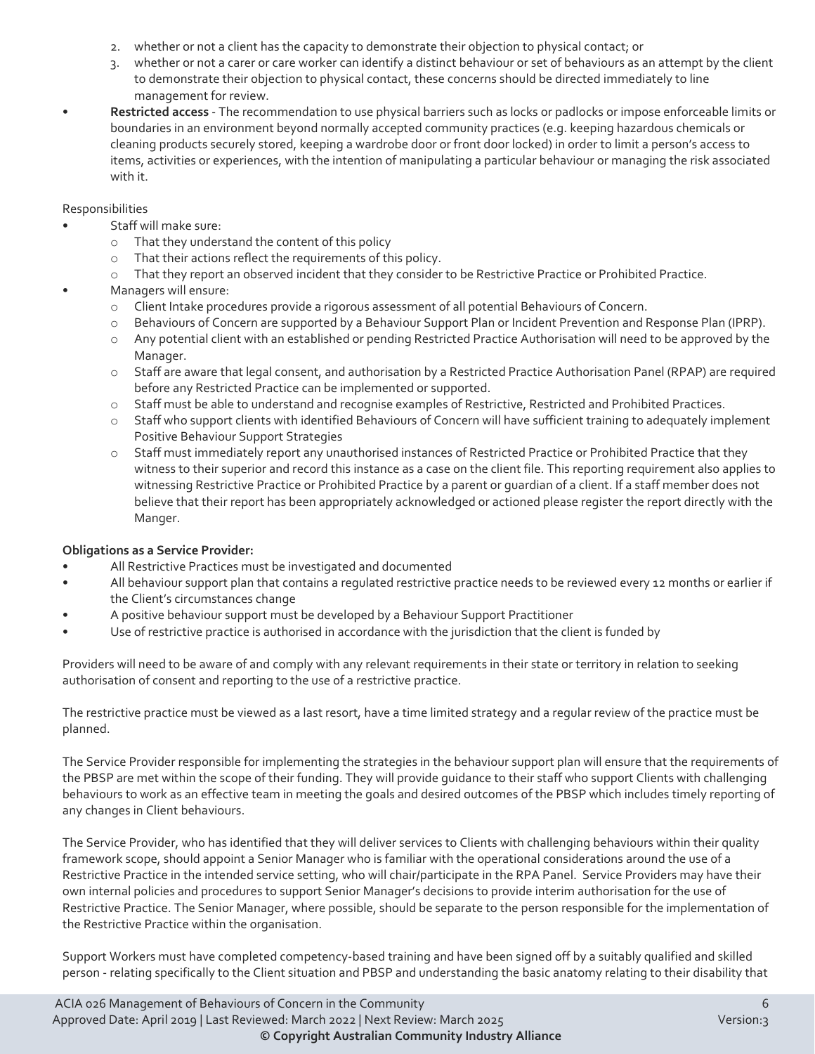2. whether or not a client has the capacity to demonstrate their objection to physical contact; or
3. whether or not a carer or care worker can identify a distinct behaviour or set of behaviours as an attempt by the client to demonstrate their objection to physical contact, these concerns should be directed immediately to line management for review.

- **Restricted access** - The recommendation to use physical barriers such as locks or padlocks or impose enforceable limits or boundaries in an environment beyond normally accepted community practices (e.g. keeping hazardous chemicals or cleaning products securely stored, keeping a wardrobe door or front door locked) in order to limit a person's access to items, activities or experiences, with the intention of manipulating a particular behaviour or managing the risk associated with it.

Responsibilities

- Staff will make sure:
  - That they understand the content of this policy
  - That their actions reflect the requirements of this policy.
  - That they report an observed incident that they consider to be Restrictive Practice or Prohibited Practice.
- Managers will ensure:
  - Client Intake procedures provide a rigorous assessment of all potential Behaviours of Concern.
  - Behaviours of Concern are supported by a Behaviour Support Plan or Incident Prevention and Response Plan (IPRP).
  - Any potential client with an established or pending Restricted Practice Authorisation will need to be approved by the Manager.
  - Staff are aware that legal consent, and authorisation by a Restricted Practice Authorisation Panel (RPAP) are required before any Restricted Practice can be implemented or supported.
  - Staff must be able to understand and recognise examples of Restrictive, Restricted and Prohibited Practices.
  - Staff who support clients with identified Behaviours of Concern will have sufficient training to adequately implement Positive Behaviour Support Strategies
  - Staff must immediately report any unauthorised instances of Restricted Practice or Prohibited Practice that they witness to their superior and record this instance as a case on the client file. This reporting requirement also applies to witnessing Restrictive Practice or Prohibited Practice by a parent or guardian of a client. If a staff member does not believe that their report has been appropriately acknowledged or actioned please register the report directly with the Manger.

**Obligations as a Service Provider:**

- All Restrictive Practices must be investigated and documented
- All behaviour support plan that contains a regulated restrictive practice needs to be reviewed every 12 months or earlier if the Client's circumstances change
- A positive behaviour support must be developed by a Behaviour Support Practitioner
- Use of restrictive practice is authorised in accordance with the jurisdiction that the client is funded by

Providers will need to be aware of and comply with any relevant requirements in their state or territory in relation to seeking authorisation of consent and reporting to the use of a restrictive practice.

The restrictive practice must be viewed as a last resort, have a time limited strategy and a regular review of the practice must be planned.

The Service Provider responsible for implementing the strategies in the behaviour support plan will ensure that the requirements of the PBSP are met within the scope of their funding. They will provide guidance to their staff who support Clients with challenging behaviours to work as an effective team in meeting the goals and desired outcomes of the PBSP which includes timely reporting of any changes in Client behaviours.

The Service Provider, who has identified that they will deliver services to Clients with challenging behaviours within their quality framework scope, should appoint a Senior Manager who is familiar with the operational considerations around the use of a Restrictive Practice in the intended service setting, who will chair/participate in the RPA Panel. Service Providers may have their own internal policies and procedures to support Senior Manager's decisions to provide interim authorisation for the use of Restrictive Practice. The Senior Manager, where possible, should be separate to the person responsible for the implementation of the Restrictive Practice within the organisation.

Support Workers must have completed competency-based training and have been signed off by a suitably qualified and skilled person - relating specifically to the Client situation and PBSP and understanding the basic anatomy relating to their disability that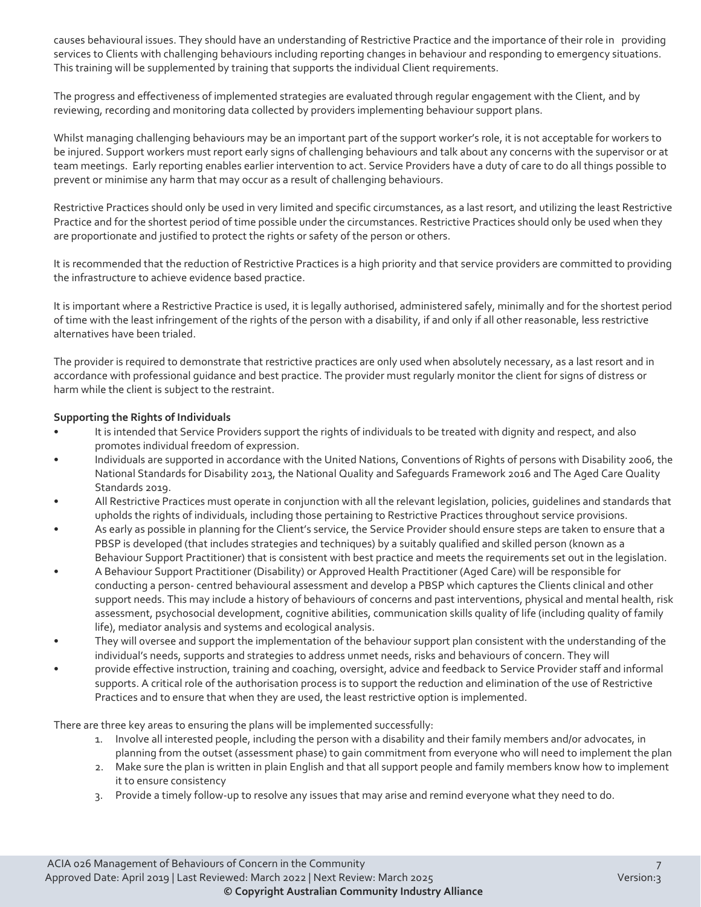causes behavioural issues. They should have an understanding of Restrictive Practice and the importance of their role in providing services to Clients with challenging behaviours including reporting changes in behaviour and responding to emergency situations. This training will be supplemented by training that supports the individual Client requirements.

The progress and effectiveness of implemented strategies are evaluated through regular engagement with the Client, and by reviewing, recording and monitoring data collected by providers implementing behaviour support plans.

Whilst managing challenging behaviours may be an important part of the support worker's role, it is not acceptable for workers to be injured. Support workers must report early signs of challenging behaviours and talk about any concerns with the supervisor or at team meetings. Early reporting enables earlier intervention to act. Service Providers have a duty of care to do all things possible to prevent or minimise any harm that may occur as a result of challenging behaviours.

Restrictive Practices should only be used in very limited and specific circumstances, as a last resort, and utilizing the least Restrictive Practice and for the shortest period of time possible under the circumstances. Restrictive Practices should only be used when they are proportionate and justified to protect the rights or safety of the person or others.

It is recommended that the reduction of Restrictive Practices is a high priority and that service providers are committed to providing the infrastructure to achieve evidence based practice.

It is important where a Restrictive Practice is used, it is legally authorised, administered safely, minimally and for the shortest period of time with the least infringement of the rights of the person with a disability, if and only if all other reasonable, less restrictive alternatives have been trialed.

The provider is required to demonstrate that restrictive practices are only used when absolutely necessary, as a last resort and in accordance with professional guidance and best practice. The provider must regularly monitor the client for signs of distress or harm while the client is subject to the restraint.

**Supporting the Rights of Individuals**

- It is intended that Service Providers support the rights of individuals to be treated with dignity and respect, and also promotes individual freedom of expression.
- Individuals are supported in accordance with the United Nations, Conventions of Rights of persons with Disability 2006, the National Standards for Disability 2013, the National Quality and Safeguards Framework 2016 and The Aged Care Quality Standards 2019.
- All Restrictive Practices must operate in conjunction with all the relevant legislation, policies, guidelines and standards that upholds the rights of individuals, including those pertaining to Restrictive Practices throughout service provisions.
- As early as possible in planning for the Client's service, the Service Provider should ensure steps are taken to ensure that a PBSP is developed (that includes strategies and techniques) by a suitably qualified and skilled person (known as a Behaviour Support Practitioner) that is consistent with best practice and meets the requirements set out in the legislation.
- A Behaviour Support Practitioner (Disability) or Approved Health Practitioner (Aged Care) will be responsible for conducting a person- centred behavioural assessment and develop a PBSP which captures the Clients clinical and other support needs. This may include a history of behaviours of concerns and past interventions, physical and mental health, risk assessment, psychosocial development, cognitive abilities, communication skills quality of life (including quality of family life), mediator analysis and systems and ecological analysis.
- They will oversee and support the implementation of the behaviour support plan consistent with the understanding of the individual's needs, supports and strategies to address unmet needs, risks and behaviours of concern. They will
- provide effective instruction, training and coaching, oversight, advice and feedback to Service Provider staff and informal supports. A critical role of the authorisation process is to support the reduction and elimination of the use of Restrictive Practices and to ensure that when they are used, the least restrictive option is implemented.

There are three key areas to ensuring the plans will be implemented successfully:

1. Involve all interested people, including the person with a disability and their family members and/or advocates, in planning from the outset (assessment phase) to gain commitment from everyone who will need to implement the plan
2. Make sure the plan is written in plain English and that all support people and family members know how to implement it to ensure consistency
3. Provide a timely follow-up to resolve any issues that may arise and remind everyone what they need to do.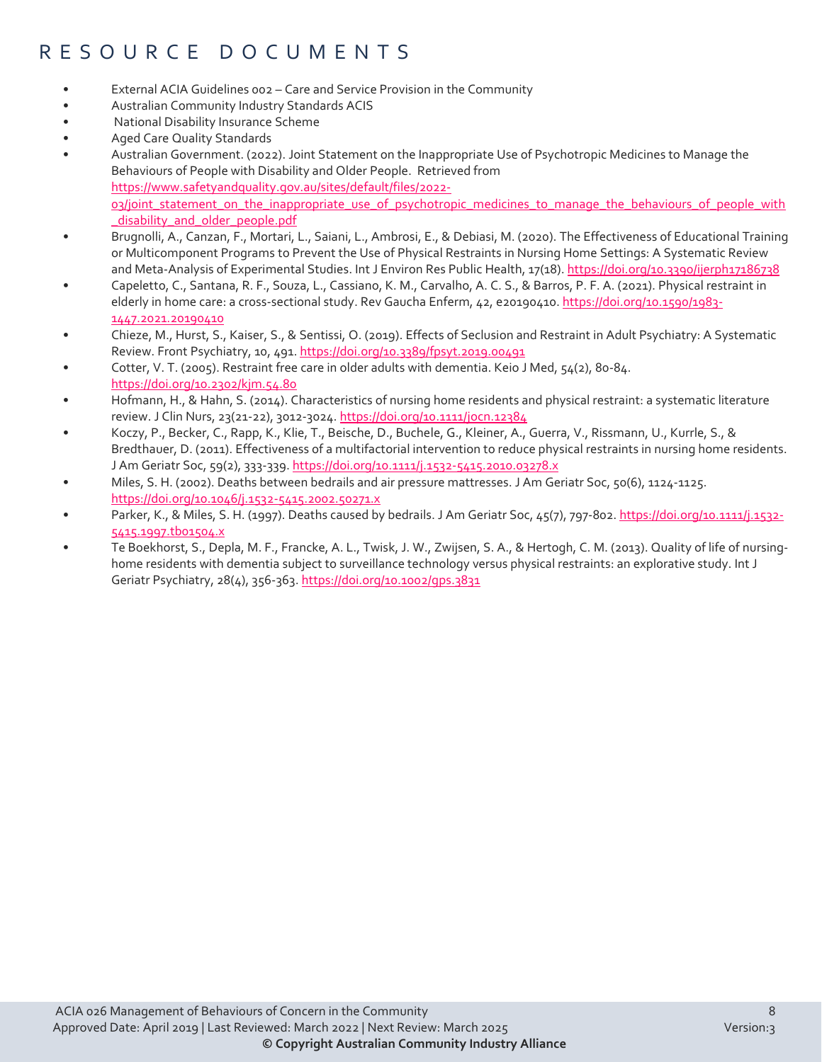# RESOURCE DOCUMENTS

- External ACIA Guidelines 002 – Care and Service Provision in the Community
- Australian Community Industry Standards ACIS
- National Disability Insurance Scheme
- Aged Care Quality Standards
- Australian Government. (2022). Joint Statement on the Inappropriate Use of Psychotropic Medicines to Manage the Behaviours of People with Disability and Older People. Retrieved from https://www.safetyandquality.gov.au/sites/default/files/2022-03/joint_statement_on_the_inappropriate_use_of_psychotropic_medicines_to_manage_the_behaviours_of_people_with_disability_and_older_people.pdf
- Brugnolli, A., Canzan, F., Mortari, L., Saiani, L., Ambrosi, E., & Debiasi, M. (2020). The Effectiveness of Educational Training or Multicomponent Programs to Prevent the Use of Physical Restraints in Nursing Home Settings: A Systematic Review and Meta-Analysis of Experimental Studies. Int J Environ Res Public Health, 17(18). https://doi.org/10.3390/ijerph17186738
- Capeletto, C., Santana, R. F., Souza, L., Cassiano, K. M., Carvalho, A. C. S., & Barros, P. F. A. (2021). Physical restraint in elderly in home care: a cross-sectional study. Rev Gaucha Enferm, 42, e20190410. https://doi.org/10.1590/1983-1447.2021.20190410
- Chieze, M., Hurst, S., Kaiser, S., & Sentissi, O. (2019). Effects of Seclusion and Restraint in Adult Psychiatry: A Systematic Review. Front Psychiatry, 10, 491. https://doi.org/10.3389/fpsyt.2019.00491
- Cotter, V. T. (2005). Restraint free care in older adults with dementia. Keio J Med, 54(2), 80-84. https://doi.org/10.2302/kjm.54.80
- Hofmann, H., & Hahn, S. (2014). Characteristics of nursing home residents and physical restraint: a systematic literature review. J Clin Nurs, 23(21-22), 3012-3024. https://doi.org/10.1111/jocn.12384
- Koczy, P., Becker, C., Rapp, K., Klie, T., Beische, D., Buchele, G., Kleiner, A., Guerra, V., Rissmann, U., Kurrle, S., & Bredthauer, D. (2011). Effectiveness of a multifactorial intervention to reduce physical restraints in nursing home residents. J Am Geriatr Soc, 59(2), 333-339. https://doi.org/10.1111/j.1532-5415.2010.03278.x
- Miles, S. H. (2002). Deaths between bedrails and air pressure mattresses. J Am Geriatr Soc, 50(6), 1124-1125. https://doi.org/10.1046/j.1532-5415.2002.50271.x
- Parker, K., & Miles, S. H. (1997). Deaths caused by bedrails. J Am Geriatr Soc, 45(7), 797-802. https://doi.org/10.1111/j.1532-5415.1997.tb01504.x
- Te Boekhorst, S., Depla, M. F., Francke, A. L., Twisk, J. W., Zwijsen, S. A., & Hertogh, C. M. (2013). Quality of life of nursing-home residents with dementia subject to surveillance technology versus physical restraints: an explorative study. Int J Geriatr Psychiatry, 28(4), 356-363. https://doi.org/10.1002/gps.3831